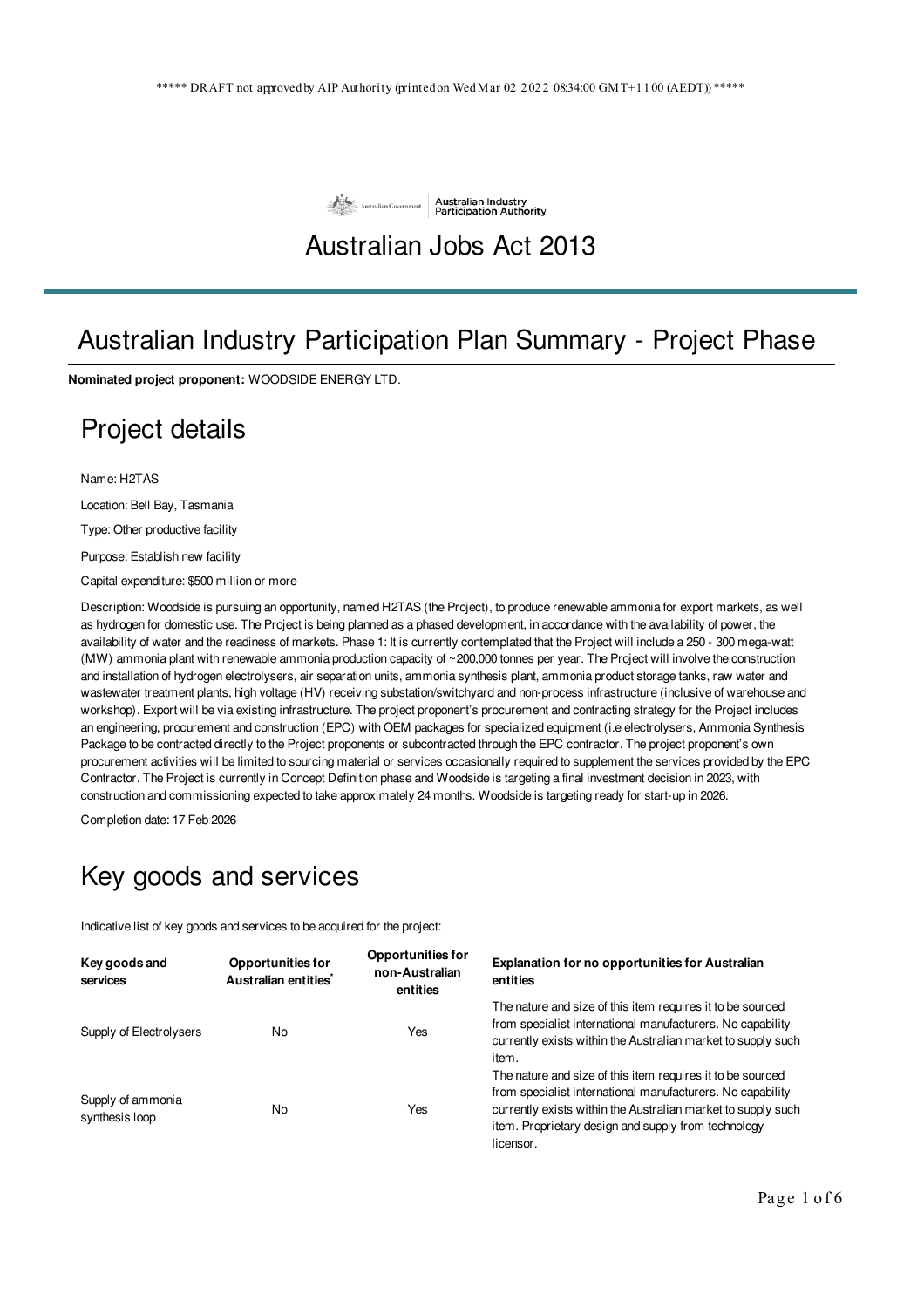***** DRAFT not approved by AIP Authority (printed on Wed Mar 02 2022 08:34:00 GMT+1100 (AEDT)) *****

Australian Government | Australian Industry Participation Authority

# Australian Jobs Act 2013

## Australian Industry Participation Plan Summary - Project Phase

**Nominated project proponent:** WOODSIDE ENERGY LTD.

## Project details

Name: H2TAS

Location: Bell Bay, Tasmania

Type: Other productive facility

Purpose: Establish new facility

Capital expenditure: $500 million or more

Description: Woodside is pursuing an opportunity, named H2TAS (the Project), to produce renewable ammonia for export markets, as well as hydrogen for domestic use. The Project is being planned as a phased development, in accordance with the availability of power, the availability of water and the readiness of markets. Phase 1: It is currently contemplated that the Project will include a 250 - 300 mega-watt (MW) ammonia plant with renewable ammonia production capacity of ~200,000 tonnes per year. The Project will involve the construction and installation of hydrogen electrolysers, air separation units, ammonia synthesis plant, ammonia product storage tanks, raw water and wastewater treatment plants, high voltage (HV) receiving substation/switchyard and non-process infrastructure (inclusive of warehouse and workshop). Export will be via existing infrastructure. The project proponent's procurement and contracting strategy for the Project includes an engineering, procurement and construction (EPC) with OEM packages for specialized equipment (i.e electrolysers, Ammonia Synthesis Package to be contracted directly to the Project proponents or subcontracted through the EPC contractor. The project proponent's own procurement activities will be limited to sourcing material or services occasionally required to supplement the services provided by the EPC Contractor. The Project is currently in Concept Definition phase and Woodside is targeting a final investment decision in 2023, with construction and commissioning expected to take approximately 24 months. Woodside is targeting ready for start-up in 2026.

Completion date: 17 Feb 2026

## Key goods and services

Indicative list of key goods and services to be acquired for the project:

| Key goods and services | Opportunities for Australian entities* | Opportunities for non-Australian entities | Explanation for no opportunities for Australian entities |
|---|---|---|---|
| Supply of Electrolysers | No | Yes | The nature and size of this item requires it to be sourced from specialist international manufacturers. No capability currently exists within the Australian market to supply such item. |
| Supply of ammonia synthesis loop | No | Yes | The nature and size of this item requires it to be sourced from specialist international manufacturers. No capability currently exists within the Australian market to supply such item. Proprietary design and supply from technology licensor. |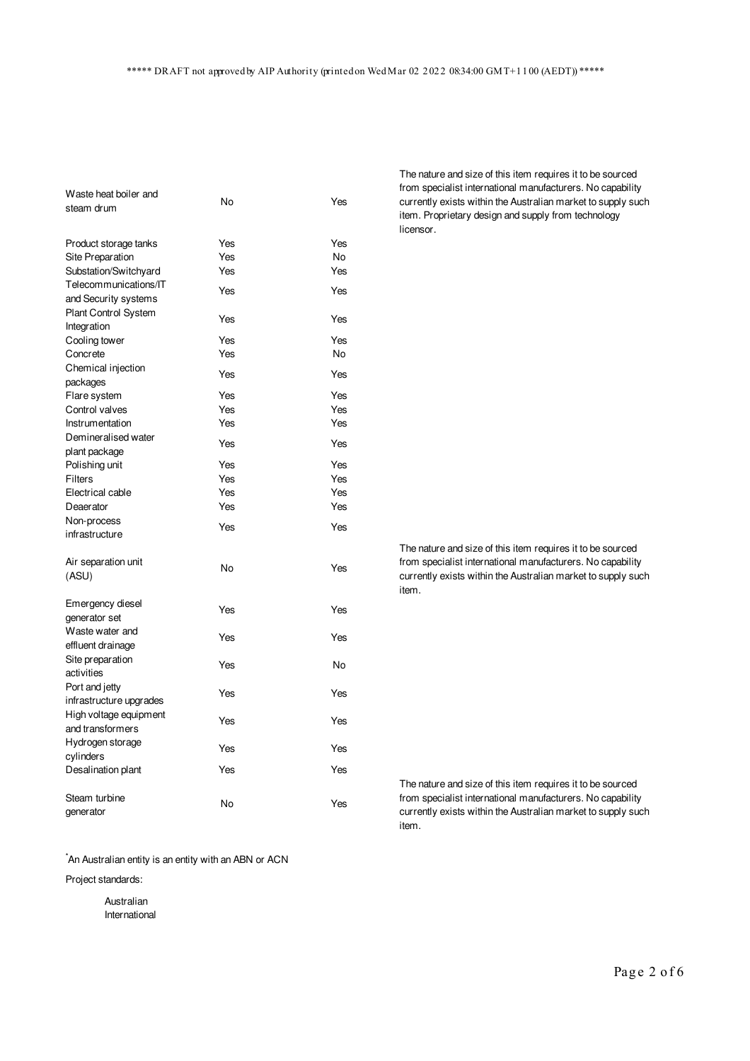***** DRAFT not approved by AIP Authority (printed on Wed Mar 02 2022 08:34:00 GMT+1100 (AEDT)) *****

| | | | |
|---|---|---|---|
| Waste heat boiler and steam drum | No | Yes | The nature and size of this item requires it to be sourced from specialist international manufacturers. No capability currently exists within the Australian market to supply such item. Proprietary design and supply from technology licensor. |
| Product storage tanks | Yes | Yes | |
| Site Preparation | Yes | No | |
| Substation/Switchyard | Yes | Yes | |
| Telecommunications/IT and Security systems | Yes | Yes | |
| Plant Control System Integration | Yes | Yes | |
| Cooling tower | Yes | Yes | |
| Concrete | Yes | No | |
| Chemical injection packages | Yes | Yes | |
| Flare system | Yes | Yes | |
| Control valves | Yes | Yes | |
| Instrumentation | Yes | Yes | |
| Demineralised water plant package | Yes | Yes | |
| Polishing unit | Yes | Yes | |
| Filters | Yes | Yes | |
| Electrical cable | Yes | Yes | |
| Deaerator | Yes | Yes | |
| Non-process infrastructure | Yes | Yes | |
| Air separation unit (ASU) | No | Yes | The nature and size of this item requires it to be sourced from specialist international manufacturers. No capability currently exists within the Australian market to supply such item. |
| Emergency diesel generator set | Yes | Yes | |
| Waste water and effluent drainage | Yes | Yes | |
| Site preparation activities | Yes | No | |
| Port and jetty infrastructure upgrades | Yes | Yes | |
| High voltage equipment and transformers | Yes | Yes | |
| Hydrogen storage cylinders | Yes | Yes | |
| Desalination plant | Yes | Yes | |
| Steam turbine generator | No | Yes | The nature and size of this item requires it to be sourced from specialist international manufacturers. No capability currently exists within the Australian market to supply such item. |

*An Australian entity is an entity with an ABN or ACN

Project standards:

Australian
International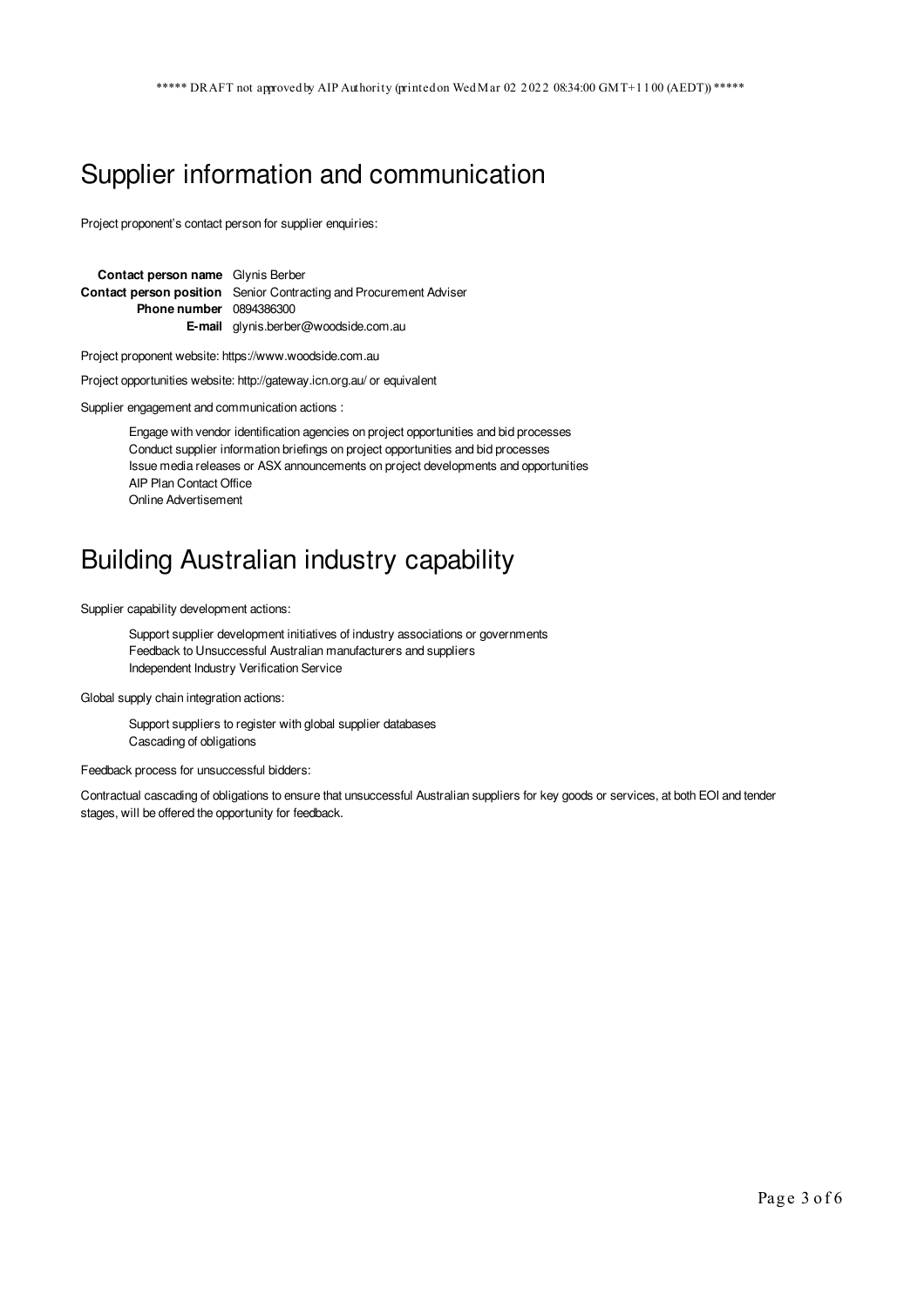# Supplier information and communication

Project proponent's contact person for supplier enquiries:

| | |
|---|---|
| **Contact person name** | Glynis Berber |
| **Contact person position** | Senior Contracting and Procurement Adviser |
| **Phone number** | 0894386300 |
| **E-mail** | glynis.berber@woodside.com.au |

Project proponent website: https://www.woodside.com.au

Project opportunities website: http://gateway.icn.org.au/ or equivalent

Supplier engagement and communication actions :

- Engage with vendor identification agencies on project opportunities and bid processes
- Conduct supplier information briefings on project opportunities and bid processes
- Issue media releases or ASX announcements on project developments and opportunities
- AIP Plan Contact Office
- Online Advertisement

# Building Australian industry capability

Supplier capability development actions:

- Support supplier development initiatives of industry associations or governments
- Feedback to Unsuccessful Australian manufacturers and suppliers
- Independent Industry Verification Service

Global supply chain integration actions:

- Support suppliers to register with global supplier databases
- Cascading of obligations

Feedback process for unsuccessful bidders:

Contractual cascading of obligations to ensure that unsuccessful Australian suppliers for key goods or services, at both EOI and tender stages, will be offered the opportunity for feedback.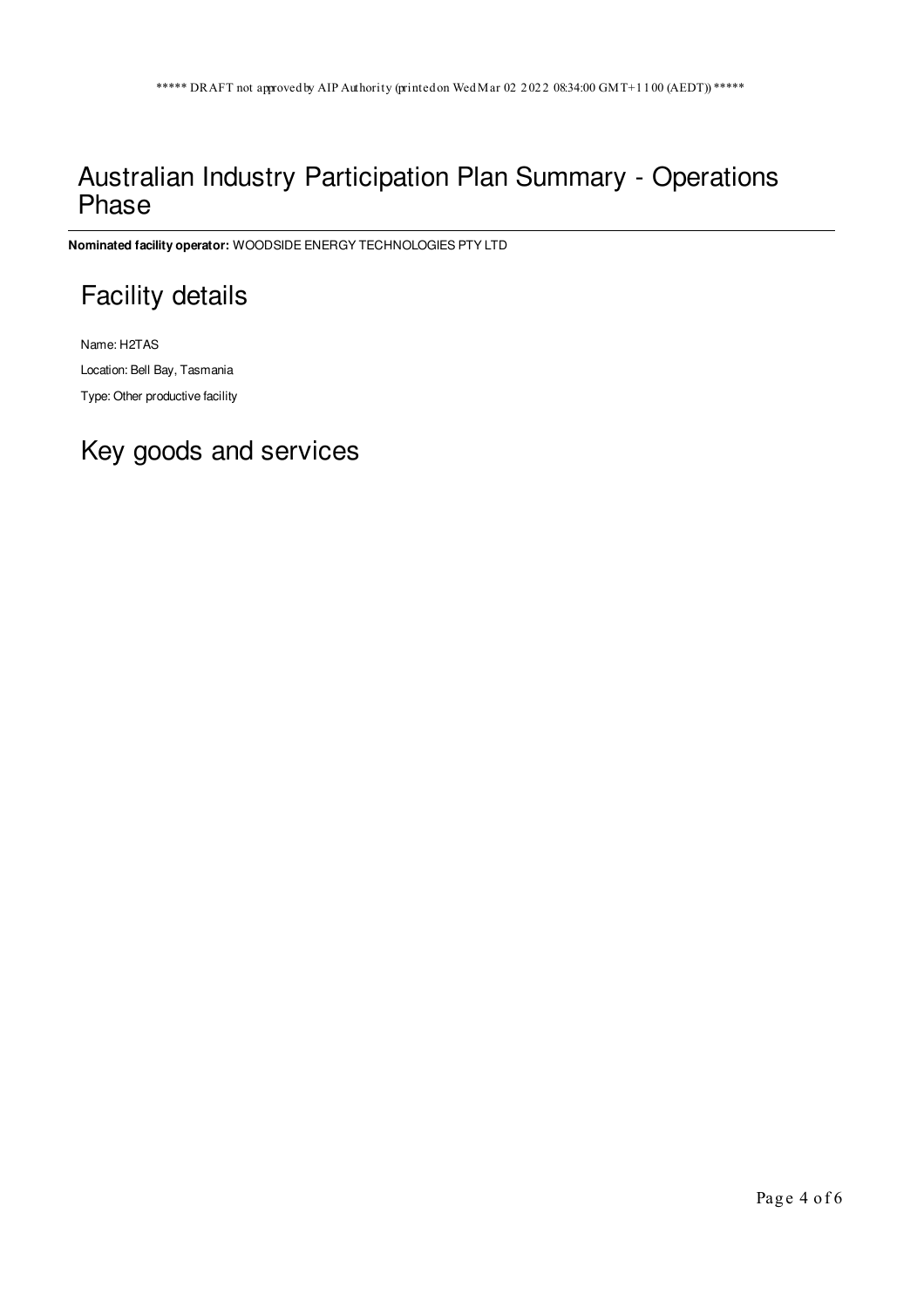\*\*\*\*\* DRAFT not approved by AIP Authority (printed on Wed Mar 02 2022 08:34:00 GMT+1100 (AEDT)) \*\*\*\*\*

# Australian Industry Participation Plan Summary - Operations Phase

**Nominated facility operator:** WOODSIDE ENERGY TECHNOLOGIES PTY LTD

## Facility details

Name: H2TAS

Location: Bell Bay, Tasmania

Type: Other productive facility

## Key goods and services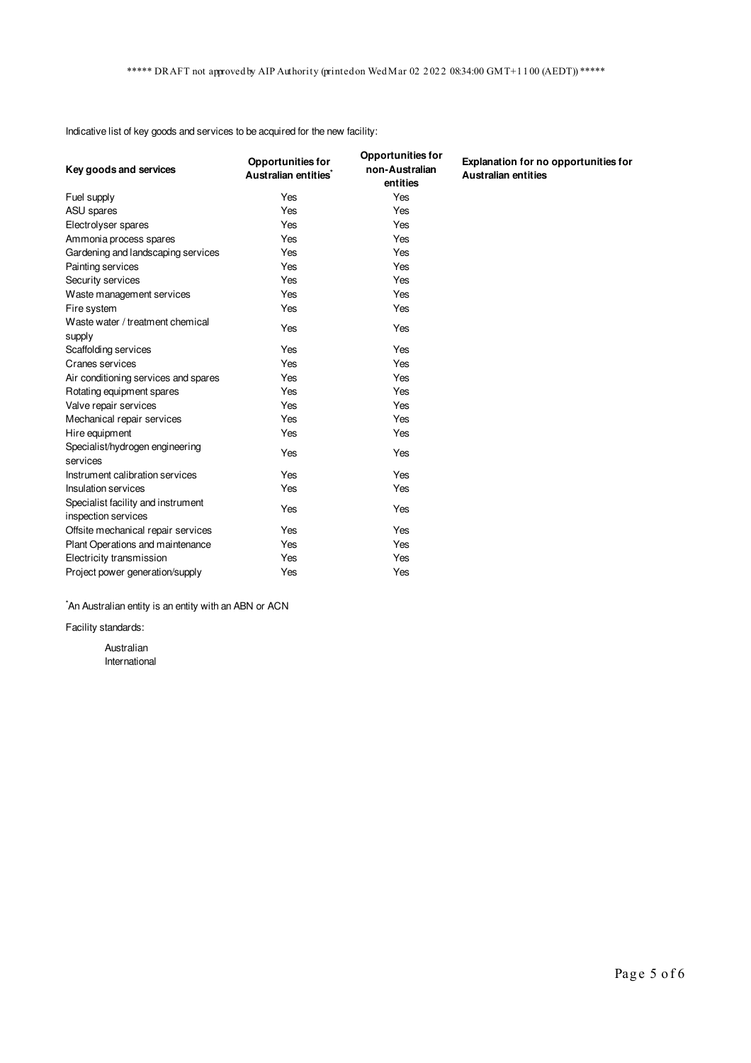***** DRAFT not approved by AIP Authority (printed on Wed Mar 02 2022 08:34:00 GMT+1100 (AEDT)) *****

Indicative list of key goods and services to be acquired for the new facility:

| Key goods and services | Opportunities for Australian entities* | Opportunities for non-Australian entities | Explanation for no opportunities for Australian entities |
|---|---|---|---|
| Fuel supply | Yes | Yes | |
| ASU spares | Yes | Yes | |
| Electrolyser spares | Yes | Yes | |
| Ammonia process spares | Yes | Yes | |
| Gardening and landscaping services | Yes | Yes | |
| Painting services | Yes | Yes | |
| Security services | Yes | Yes | |
| Waste management services | Yes | Yes | |
| Fire system | Yes | Yes | |
| Waste water / treatment chemical supply | Yes | Yes | |
| Scaffolding services | Yes | Yes | |
| Cranes services | Yes | Yes | |
| Air conditioning services and spares | Yes | Yes | |
| Rotating equipment spares | Yes | Yes | |
| Valve repair services | Yes | Yes | |
| Mechanical repair services | Yes | Yes | |
| Hire equipment | Yes | Yes | |
| Specialist/hydrogen engineering services | Yes | Yes | |
| Instrument calibration services | Yes | Yes | |
| Insulation services | Yes | Yes | |
| Specialist facility and instrument inspection services | Yes | Yes | |
| Offsite mechanical repair services | Yes | Yes | |
| Plant Operations and maintenance | Yes | Yes | |
| Electricity transmission | Yes | Yes | |
| Project power generation/supply | Yes | Yes | |

*An Australian entity is an entity with an ABN or ACN

Facility standards:

Australian
International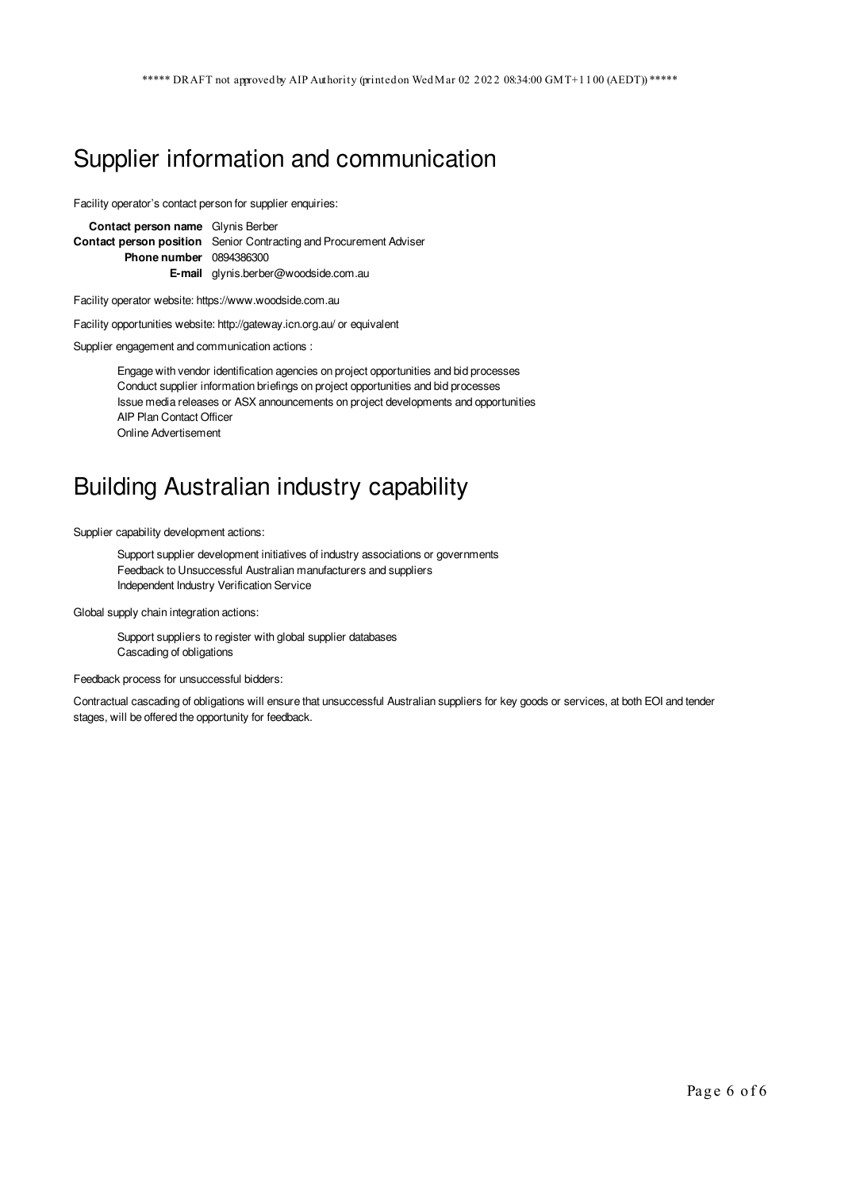***** DRAFT not approved by AIP Authority (printed on Wed Mar 02 2022 08:34:00 GMT+1100 (AEDT)) *****

# Supplier information and communication

Facility operator's contact person for supplier enquiries:

| | |
|---|---|
| **Contact person name** | Glynis Berber |
| **Contact person position** | Senior Contracting and Procurement Adviser |
| **Phone number** | 0894386300 |
| **E-mail** | glynis.berber@woodside.com.au |

Facility operator website: https://www.woodside.com.au

Facility opportunities website: http://gateway.icn.org.au/ or equivalent

Supplier engagement and communication actions :

- Engage with vendor identification agencies on project opportunities and bid processes
- Conduct supplier information briefings on project opportunities and bid processes
- Issue media releases or ASX announcements on project developments and opportunities
- AIP Plan Contact Officer
- Online Advertisement

# Building Australian industry capability

Supplier capability development actions:

- Support supplier development initiatives of industry associations or governments
- Feedback to Unsuccessful Australian manufacturers and suppliers
- Independent Industry Verification Service

Global supply chain integration actions:

- Support suppliers to register with global supplier databases
- Cascading of obligations

Feedback process for unsuccessful bidders:

Contractual cascading of obligations will ensure that unsuccessful Australian suppliers for key goods or services, at both EOI and tender stages, will be offered the opportunity for feedback.